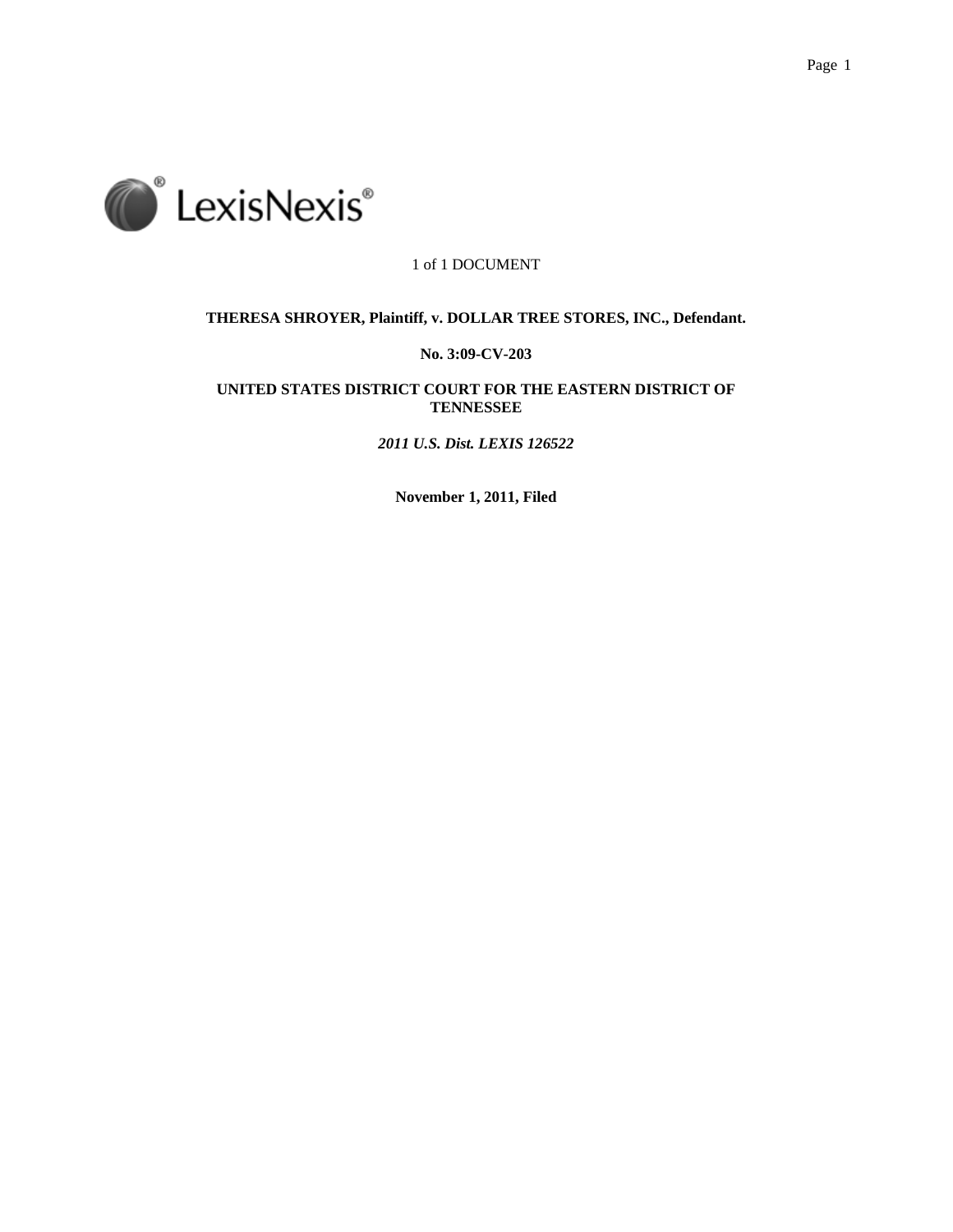1 of 1 DOCUMENT

**THERESA SHROYER, Plaintiff, v. DOLLAR TREE STORES, INC., Defendant.**

**No. 3:09-CV-203**

**UNITED STATES DISTRICT COURT FOR THE EASTERN DISTRICT OF TENNESSEE**

***2011 U.S. Dist. LEXIS 126522***

**November 1, 2011, Filed**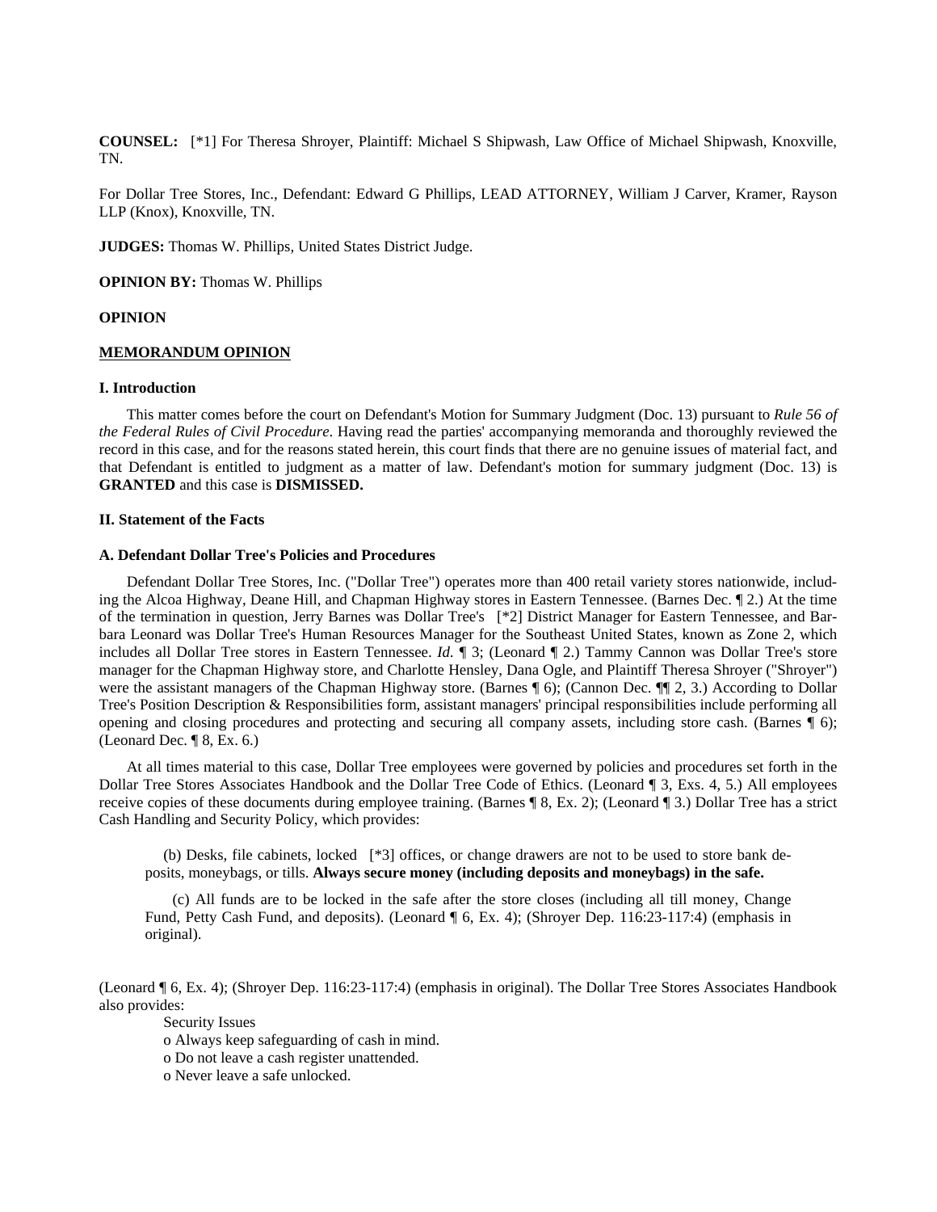**COUNSEL:** [*1] For Theresa Shroyer, Plaintiff: Michael S Shipwash, Law Office of Michael Shipwash, Knoxville, TN.

For Dollar Tree Stores, Inc., Defendant: Edward G Phillips, LEAD ATTORNEY, William J Carver, Kramer, Rayson LLP (Knox), Knoxville, TN.

**JUDGES:** Thomas W. Phillips, United States District Judge.

**OPINION BY:** Thomas W. Phillips

**OPINION**

**MEMORANDUM OPINION**

**I. Introduction**

This matter comes before the court on Defendant's Motion for Summary Judgment (Doc. 13) pursuant to *Rule 56 of the Federal Rules of Civil Procedure*. Having read the parties' accompanying memoranda and thoroughly reviewed the record in this case, and for the reasons stated herein, this court finds that there are no genuine issues of material fact, and that Defendant is entitled to judgment as a matter of law. Defendant's motion for summary judgment (Doc. 13) is **GRANTED** and this case is **DISMISSED.**

**II. Statement of the Facts**

**A. Defendant Dollar Tree's Policies and Procedures**

Defendant Dollar Tree Stores, Inc. ("Dollar Tree") operates more than 400 retail variety stores nationwide, including the Alcoa Highway, Deane Hill, and Chapman Highway stores in Eastern Tennessee. (Barnes Dec. ¶ 2.) At the time of the termination in question, Jerry Barnes was Dollar Tree's [*2] District Manager for Eastern Tennessee, and Barbara Leonard was Dollar Tree's Human Resources Manager for the Southeast United States, known as Zone 2, which includes all Dollar Tree stores in Eastern Tennessee. *Id.* ¶ 3; (Leonard ¶ 2.) Tammy Cannon was Dollar Tree's store manager for the Chapman Highway store, and Charlotte Hensley, Dana Ogle, and Plaintiff Theresa Shroyer ("Shroyer") were the assistant managers of the Chapman Highway store. (Barnes ¶ 6); (Cannon Dec. ¶¶ 2, 3.) According to Dollar Tree's Position Description & Responsibilities form, assistant managers' principal responsibilities include performing all opening and closing procedures and protecting and securing all company assets, including store cash. (Barnes ¶ 6); (Leonard Dec. ¶ 8, Ex. 6.)

At all times material to this case, Dollar Tree employees were governed by policies and procedures set forth in the Dollar Tree Stores Associates Handbook and the Dollar Tree Code of Ethics. (Leonard ¶ 3, Exs. 4, 5.) All employees receive copies of these documents during employee training. (Barnes ¶ 8, Ex. 2); (Leonard ¶ 3.) Dollar Tree has a strict Cash Handling and Security Policy, which provides:

> (b) Desks, file cabinets, locked [*3] offices, or change drawers are not to be used to store bank deposits, moneybags, or tills. **Always secure money (including deposits and moneybags) in the safe.**
>
> (c) All funds are to be locked in the safe after the store closes (including all till money, Change Fund, Petty Cash Fund, and deposits). (Leonard ¶ 6, Ex. 4); (Shroyer Dep. 116:23-117:4) (emphasis in original).

(Leonard ¶ 6, Ex. 4); (Shroyer Dep. 116:23-117:4) (emphasis in original). The Dollar Tree Stores Associates Handbook also provides:

> Security Issues
> o Always keep safeguarding of cash in mind.
> o Do not leave a cash register unattended.
> o Never leave a safe unlocked.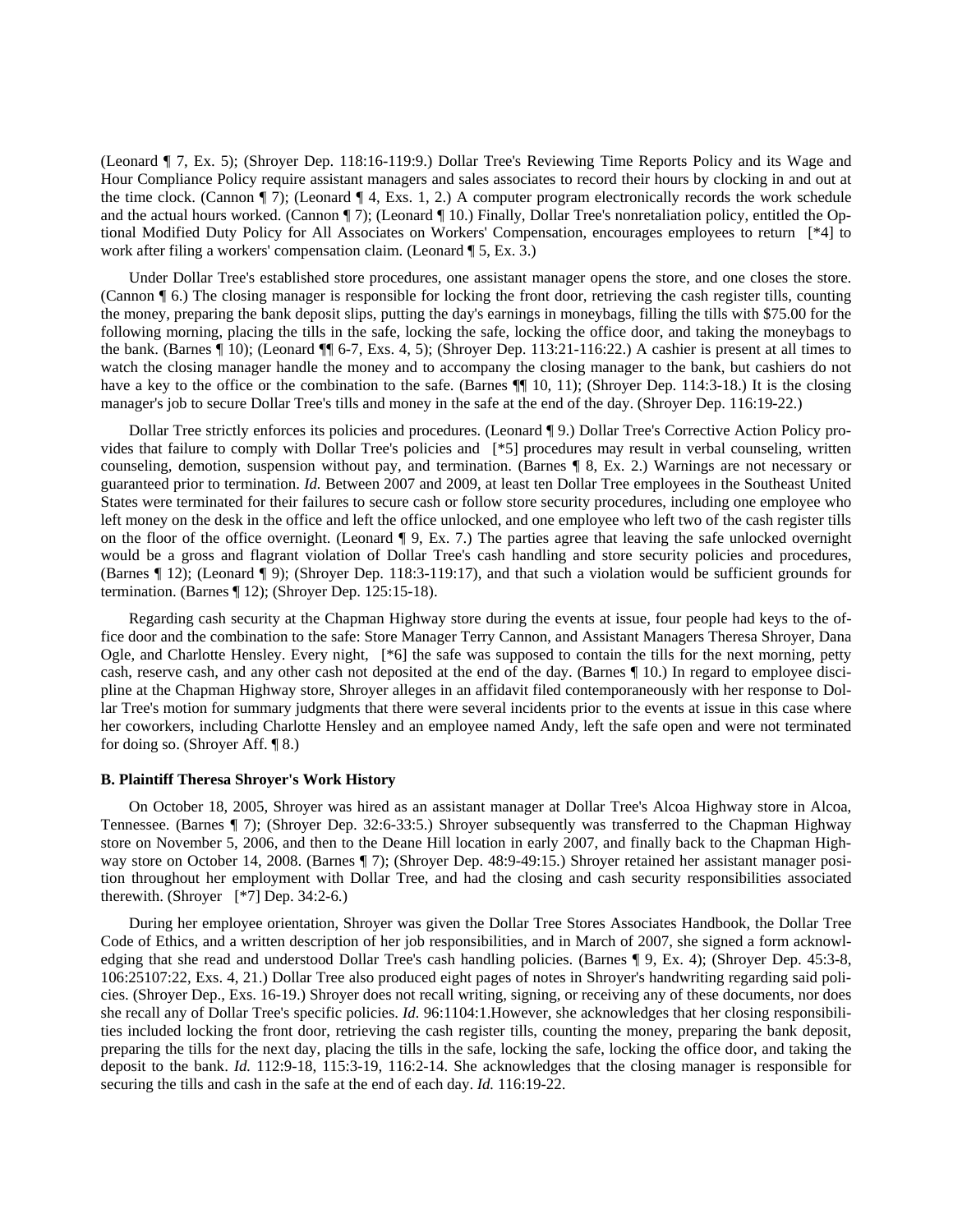(Leonard ¶ 7, Ex. 5); (Shroyer Dep. 118:16-119:9.) Dollar Tree's Reviewing Time Reports Policy and its Wage and Hour Compliance Policy require assistant managers and sales associates to record their hours by clocking in and out at the time clock. (Cannon ¶ 7); (Leonard ¶ 4, Exs. 1, 2.) A computer program electronically records the work schedule and the actual hours worked. (Cannon ¶ 7); (Leonard ¶ 10.) Finally, Dollar Tree's nonretaliation policy, entitled the Optional Modified Duty Policy for All Associates on Workers' Compensation, encourages employees to return [*4] to work after filing a workers' compensation claim. (Leonard ¶ 5, Ex. 3.)

Under Dollar Tree's established store procedures, one assistant manager opens the store, and one closes the store. (Cannon ¶ 6.) The closing manager is responsible for locking the front door, retrieving the cash register tills, counting the money, preparing the bank deposit slips, putting the day's earnings in moneybags, filling the tills with $75.00 for the following morning, placing the tills in the safe, locking the safe, locking the office door, and taking the moneybags to the bank. (Barnes ¶ 10); (Leonard ¶¶ 6-7, Exs. 4, 5); (Shroyer Dep. 113:21-116:22.) A cashier is present at all times to watch the closing manager handle the money and to accompany the closing manager to the bank, but cashiers do not have a key to the office or the combination to the safe. (Barnes ¶¶ 10, 11); (Shroyer Dep. 114:3-18.) It is the closing manager's job to secure Dollar Tree's tills and money in the safe at the end of the day. (Shroyer Dep. 116:19-22.)

Dollar Tree strictly enforces its policies and procedures. (Leonard ¶ 9.) Dollar Tree's Corrective Action Policy provides that failure to comply with Dollar Tree's policies and [*5] procedures may result in verbal counseling, written counseling, demotion, suspension without pay, and termination. (Barnes ¶ 8, Ex. 2.) Warnings are not necessary or guaranteed prior to termination. *Id.* Between 2007 and 2009, at least ten Dollar Tree employees in the Southeast United States were terminated for their failures to secure cash or follow store security procedures, including one employee who left money on the desk in the office and left the office unlocked, and one employee who left two of the cash register tills on the floor of the office overnight. (Leonard ¶ 9, Ex. 7.) The parties agree that leaving the safe unlocked overnight would be a gross and flagrant violation of Dollar Tree's cash handling and store security policies and procedures, (Barnes ¶ 12); (Leonard ¶ 9); (Shroyer Dep. 118:3-119:17), and that such a violation would be sufficient grounds for termination. (Barnes ¶ 12); (Shroyer Dep. 125:15-18).

Regarding cash security at the Chapman Highway store during the events at issue, four people had keys to the office door and the combination to the safe: Store Manager Terry Cannon, and Assistant Managers Theresa Shroyer, Dana Ogle, and Charlotte Hensley. Every night, [*6] the safe was supposed to contain the tills for the next morning, petty cash, reserve cash, and any other cash not deposited at the end of the day. (Barnes ¶ 10.) In regard to employee discipline at the Chapman Highway store, Shroyer alleges in an affidavit filed contemporaneously with her response to Dollar Tree's motion for summary judgments that there were several incidents prior to the events at issue in this case where her coworkers, including Charlotte Hensley and an employee named Andy, left the safe open and were not terminated for doing so. (Shroyer Aff. ¶ 8.)

**B. Plaintiff Theresa Shroyer's Work History**

On October 18, 2005, Shroyer was hired as an assistant manager at Dollar Tree's Alcoa Highway store in Alcoa, Tennessee. (Barnes ¶ 7); (Shroyer Dep. 32:6-33:5.) Shroyer subsequently was transferred to the Chapman Highway store on November 5, 2006, and then to the Deane Hill location in early 2007, and finally back to the Chapman Highway store on October 14, 2008. (Barnes ¶ 7); (Shroyer Dep. 48:9-49:15.) Shroyer retained her assistant manager position throughout her employment with Dollar Tree, and had the closing and cash security responsibilities associated therewith. (Shroyer [*7] Dep. 34:2-6.)

During her employee orientation, Shroyer was given the Dollar Tree Stores Associates Handbook, the Dollar Tree Code of Ethics, and a written description of her job responsibilities, and in March of 2007, she signed a form acknowledging that she read and understood Dollar Tree's cash handling policies. (Barnes ¶ 9, Ex. 4); (Shroyer Dep. 45:3-8, 106:25107:22, Exs. 4, 21.) Dollar Tree also produced eight pages of notes in Shroyer's handwriting regarding said policies. (Shroyer Dep., Exs. 16-19.) Shroyer does not recall writing, signing, or receiving any of these documents, nor does she recall any of Dollar Tree's specific policies. *Id.* 96:1104:1.However, she acknowledges that her closing responsibilities included locking the front door, retrieving the cash register tills, counting the money, preparing the bank deposit, preparing the tills for the next day, placing the tills in the safe, locking the safe, locking the office door, and taking the deposit to the bank. *Id.* 112:9-18, 115:3-19, 116:2-14. She acknowledges that the closing manager is responsible for securing the tills and cash in the safe at the end of each day. *Id.* 116:19-22.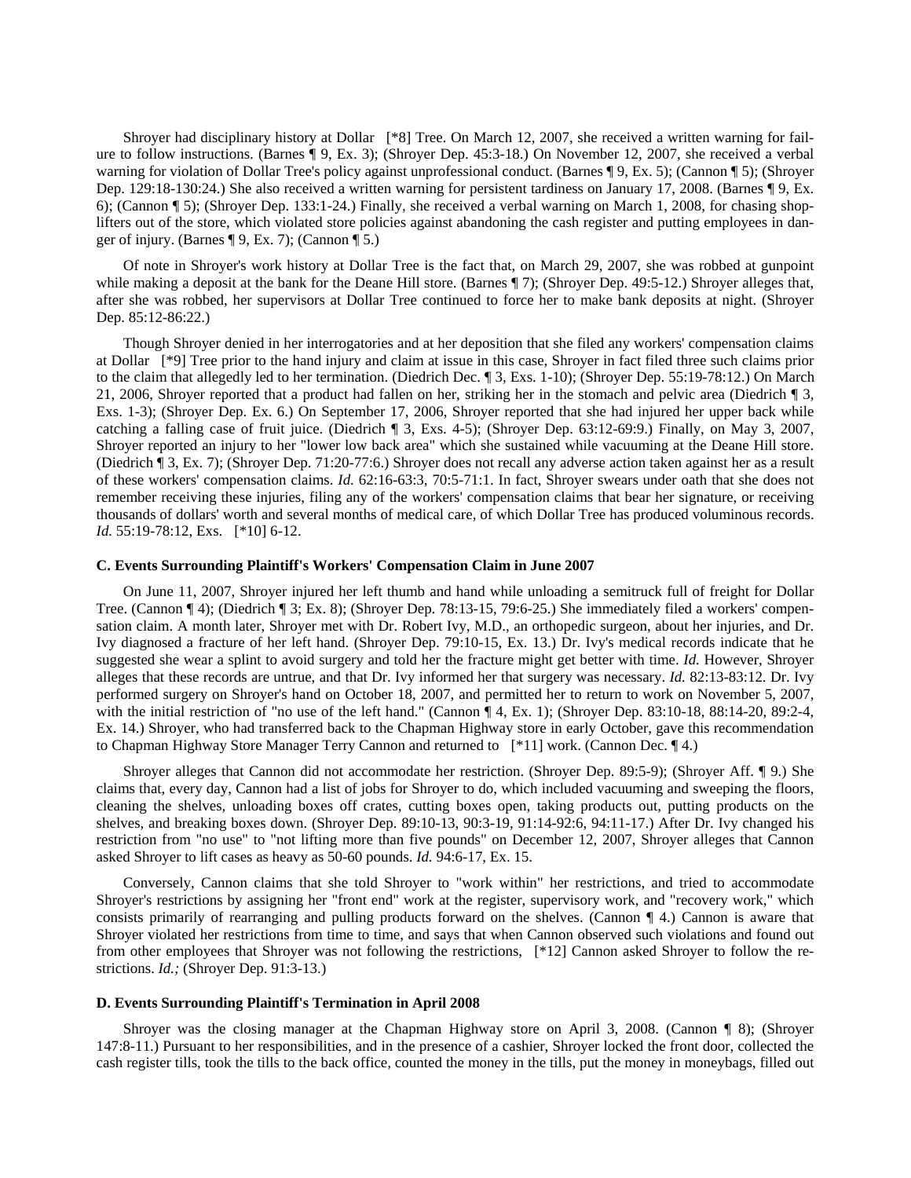Shroyer had disciplinary history at Dollar [*8] Tree. On March 12, 2007, she received a written warning for failure to follow instructions. (Barnes ¶ 9, Ex. 3); (Shroyer Dep. 45:3-18.) On November 12, 2007, she received a verbal warning for violation of Dollar Tree's policy against unprofessional conduct. (Barnes ¶ 9, Ex. 5); (Cannon ¶ 5); (Shroyer Dep. 129:18-130:24.) She also received a written warning for persistent tardiness on January 17, 2008. (Barnes ¶ 9, Ex. 6); (Cannon ¶ 5); (Shroyer Dep. 133:1-24.) Finally, she received a verbal warning on March 1, 2008, for chasing shoplifters out of the store, which violated store policies against abandoning the cash register and putting employees in danger of injury. (Barnes ¶ 9, Ex. 7); (Cannon ¶ 5.)

Of note in Shroyer's work history at Dollar Tree is the fact that, on March 29, 2007, she was robbed at gunpoint while making a deposit at the bank for the Deane Hill store. (Barnes ¶ 7); (Shroyer Dep. 49:5-12.) Shroyer alleges that, after she was robbed, her supervisors at Dollar Tree continued to force her to make bank deposits at night. (Shroyer Dep. 85:12-86:22.)

Though Shroyer denied in her interrogatories and at her deposition that she filed any workers' compensation claims at Dollar [*9] Tree prior to the hand injury and claim at issue in this case, Shroyer in fact filed three such claims prior to the claim that allegedly led to her termination. (Diedrich Dec. ¶ 3, Exs. 1-10); (Shroyer Dep. 55:19-78:12.) On March 21, 2006, Shroyer reported that a product had fallen on her, striking her in the stomach and pelvic area (Diedrich ¶ 3, Exs. 1-3); (Shroyer Dep. Ex. 6.) On September 17, 2006, Shroyer reported that she had injured her upper back while catching a falling case of fruit juice. (Diedrich ¶ 3, Exs. 4-5); (Shroyer Dep. 63:12-69:9.) Finally, on May 3, 2007, Shroyer reported an injury to her "lower low back area" which she sustained while vacuuming at the Deane Hill store. (Diedrich ¶ 3, Ex. 7); (Shroyer Dep. 71:20-77:6.) Shroyer does not recall any adverse action taken against her as a result of these workers' compensation claims. *Id.* 62:16-63:3, 70:5-71:1. In fact, Shroyer swears under oath that she does not remember receiving these injuries, filing any of the workers' compensation claims that bear her signature, or receiving thousands of dollars' worth and several months of medical care, of which Dollar Tree has produced voluminous records. *Id.* 55:19-78:12, Exs. [*10] 6-12.

### C. Events Surrounding Plaintiff's Workers' Compensation Claim in June 2007

On June 11, 2007, Shroyer injured her left thumb and hand while unloading a semitruck full of freight for Dollar Tree. (Cannon ¶ 4); (Diedrich ¶ 3; Ex. 8); (Shroyer Dep. 78:13-15, 79:6-25.) She immediately filed a workers' compensation claim. A month later, Shroyer met with Dr. Robert Ivy, M.D., an orthopedic surgeon, about her injuries, and Dr. Ivy diagnosed a fracture of her left hand. (Shroyer Dep. 79:10-15, Ex. 13.) Dr. Ivy's medical records indicate that he suggested she wear a splint to avoid surgery and told her the fracture might get better with time. *Id.* However, Shroyer alleges that these records are untrue, and that Dr. Ivy informed her that surgery was necessary. *Id.* 82:13-83:12. Dr. Ivy performed surgery on Shroyer's hand on October 18, 2007, and permitted her to return to work on November 5, 2007, with the initial restriction of "no use of the left hand." (Cannon ¶ 4, Ex. 1); (Shroyer Dep. 83:10-18, 88:14-20, 89:2-4, Ex. 14.) Shroyer, who had transferred back to the Chapman Highway store in early October, gave this recommendation to Chapman Highway Store Manager Terry Cannon and returned to [*11] work. (Cannon Dec. ¶ 4.)

Shroyer alleges that Cannon did not accommodate her restriction. (Shroyer Dep. 89:5-9); (Shroyer Aff. ¶ 9.) She claims that, every day, Cannon had a list of jobs for Shroyer to do, which included vacuuming and sweeping the floors, cleaning the shelves, unloading boxes off crates, cutting boxes open, taking products out, putting products on the shelves, and breaking boxes down. (Shroyer Dep. 89:10-13, 90:3-19, 91:14-92:6, 94:11-17.) After Dr. Ivy changed his restriction from "no use" to "not lifting more than five pounds" on December 12, 2007, Shroyer alleges that Cannon asked Shroyer to lift cases as heavy as 50-60 pounds. *Id.* 94:6-17, Ex. 15.

Conversely, Cannon claims that she told Shroyer to "work within" her restrictions, and tried to accommodate Shroyer's restrictions by assigning her "front end" work at the register, supervisory work, and "recovery work," which consists primarily of rearranging and pulling products forward on the shelves. (Cannon ¶ 4.) Cannon is aware that Shroyer violated her restrictions from time to time, and says that when Cannon observed such violations and found out from other employees that Shroyer was not following the restrictions, [*12] Cannon asked Shroyer to follow the restrictions. *Id.;* (Shroyer Dep. 91:3-13.)

### D. Events Surrounding Plaintiff's Termination in April 2008

Shroyer was the closing manager at the Chapman Highway store on April 3, 2008. (Cannon ¶ 8); (Shroyer 147:8-11.) Pursuant to her responsibilities, and in the presence of a cashier, Shroyer locked the front door, collected the cash register tills, took the tills to the back office, counted the money in the tills, put the money in moneybags, filled out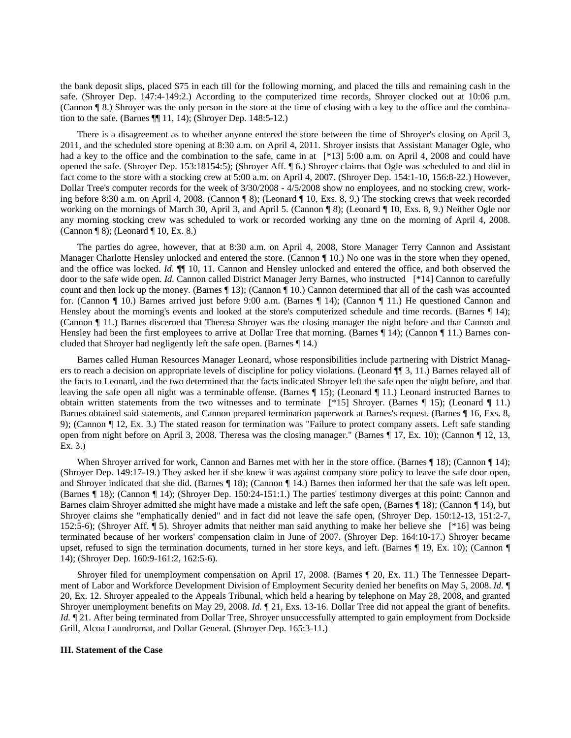the bank deposit slips, placed $75 in each till for the following morning, and placed the tills and remaining cash in the safe. (Shroyer Dep. 147:4-149:2.) According to the computerized time records, Shroyer clocked out at 10:06 p.m. (Cannon ¶ 8.) Shroyer was the only person in the store at the time of closing with a key to the office and the combination to the safe. (Barnes ¶¶ 11, 14); (Shroyer Dep. 148:5-12.)

There is a disagreement as to whether anyone entered the store between the time of Shroyer's closing on April 3, 2011, and the scheduled store opening at 8:30 a.m. on April 4, 2011. Shroyer insists that Assistant Manager Ogle, who had a key to the office and the combination to the safe, came in at [*13] 5:00 a.m. on April 4, 2008 and could have opened the safe. (Shroyer Dep. 153:18154:5); (Shroyer Aff. ¶ 6.) Shroyer claims that Ogle was scheduled to and did in fact come to the store with a stocking crew at 5:00 a.m. on April 4, 2007. (Shroyer Dep. 154:1-10, 156:8-22.) However, Dollar Tree's computer records for the week of 3/30/2008 - 4/5/2008 show no employees, and no stocking crew, working before 8:30 a.m. on April 4, 2008. (Cannon ¶ 8); (Leonard ¶ 10, Exs. 8, 9.) The stocking crews that week recorded working on the mornings of March 30, April 3, and April 5. (Cannon ¶ 8); (Leonard ¶ 10, Exs. 8, 9.) Neither Ogle nor any morning stocking crew was scheduled to work or recorded working any time on the morning of April 4, 2008. (Cannon ¶ 8); (Leonard ¶ 10, Ex. 8.)

The parties do agree, however, that at 8:30 a.m. on April 4, 2008, Store Manager Terry Cannon and Assistant Manager Charlotte Hensley unlocked and entered the store. (Cannon ¶ 10.) No one was in the store when they opened, and the office was locked. *Id.* ¶¶ 10, 11. Cannon and Hensley unlocked and entered the office, and both observed the door to the safe wide open. *Id.* Cannon called District Manager Jerry Barnes, who instructed [*14] Cannon to carefully count and then lock up the money. (Barnes ¶ 13); (Cannon ¶ 10.) Cannon determined that all of the cash was accounted for. (Cannon ¶ 10.) Barnes arrived just before 9:00 a.m. (Barnes ¶ 14); (Cannon ¶ 11.) He questioned Cannon and Hensley about the morning's events and looked at the store's computerized schedule and time records. (Barnes ¶ 14); (Cannon ¶ 11.) Barnes discerned that Theresa Shroyer was the closing manager the night before and that Cannon and Hensley had been the first employees to arrive at Dollar Tree that morning. (Barnes ¶ 14); (Cannon ¶ 11.) Barnes concluded that Shroyer had negligently left the safe open. (Barnes ¶ 14.)

Barnes called Human Resources Manager Leonard, whose responsibilities include partnering with District Managers to reach a decision on appropriate levels of discipline for policy violations. (Leonard ¶¶ 3, 11.) Barnes relayed all of the facts to Leonard, and the two determined that the facts indicated Shroyer left the safe open the night before, and that leaving the safe open all night was a terminable offense. (Barnes ¶ 15); (Leonard ¶ 11.) Leonard instructed Barnes to obtain written statements from the two witnesses and to terminate [*15] Shroyer. (Barnes ¶ 15); (Leonard ¶ 11.) Barnes obtained said statements, and Cannon prepared termination paperwork at Barnes's request. (Barnes ¶ 16, Exs. 8, 9); (Cannon ¶ 12, Ex. 3.) The stated reason for termination was "Failure to protect company assets. Left safe standing open from night before on April 3, 2008. Theresa was the closing manager." (Barnes ¶ 17, Ex. 10); (Cannon ¶ 12, 13, Ex. 3.)

When Shroyer arrived for work, Cannon and Barnes met with her in the store office. (Barnes ¶ 18); (Cannon ¶ 14); (Shroyer Dep. 149:17-19.) They asked her if she knew it was against company store policy to leave the safe door open, and Shroyer indicated that she did. (Barnes ¶ 18); (Cannon ¶ 14.) Barnes then informed her that the safe was left open. (Barnes ¶ 18); (Cannon ¶ 14); (Shroyer Dep. 150:24-151:1.) The parties' testimony diverges at this point: Cannon and Barnes claim Shroyer admitted she might have made a mistake and left the safe open, (Barnes ¶ 18); (Cannon ¶ 14), but Shroyer claims she "emphatically denied" and in fact did not leave the safe open, (Shroyer Dep. 150:12-13, 151:2-7, 152:5-6); (Shroyer Aff. ¶ 5). Shroyer admits that neither man said anything to make her believe she [*16] was being terminated because of her workers' compensation claim in June of 2007. (Shroyer Dep. 164:10-17.) Shroyer became upset, refused to sign the termination documents, turned in her store keys, and left. (Barnes ¶ 19, Ex. 10); (Cannon ¶ 14); (Shroyer Dep. 160:9-161:2, 162:5-6).

Shroyer filed for unemployment compensation on April 17, 2008. (Barnes ¶ 20, Ex. 11.) The Tennessee Department of Labor and Workforce Development Division of Employment Security denied her benefits on May 5, 2008. *Id.* ¶ 20, Ex. 12. Shroyer appealed to the Appeals Tribunal, which held a hearing by telephone on May 28, 2008, and granted Shroyer unemployment benefits on May 29, 2008. *Id.* ¶ 21, Exs. 13-16. Dollar Tree did not appeal the grant of benefits. *Id.* ¶ 21. After being terminated from Dollar Tree, Shroyer unsuccessfully attempted to gain employment from Dockside Grill, Alcoa Laundromat, and Dollar General. (Shroyer Dep. 165:3-11.)

### III. Statement of the Case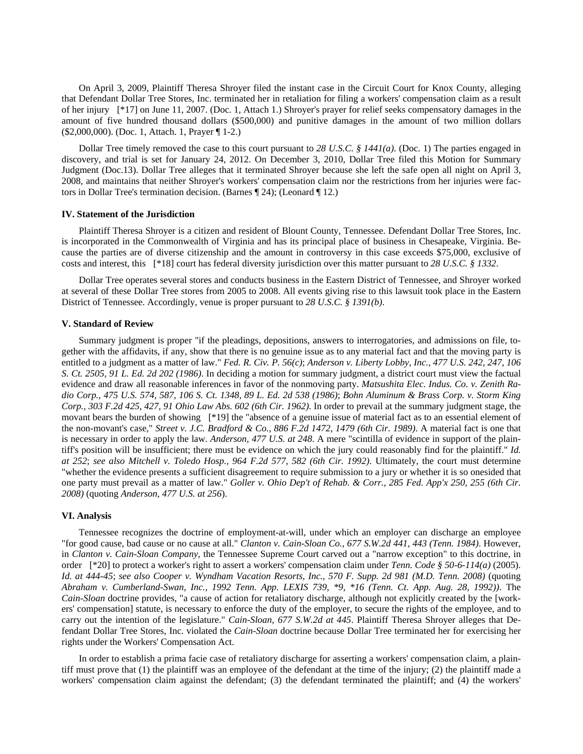On April 3, 2009, Plaintiff Theresa Shroyer filed the instant case in the Circuit Court for Knox County, alleging that Defendant Dollar Tree Stores, Inc. terminated her in retaliation for filing a workers' compensation claim as a result of her injury [*17] on June 11, 2007. (Doc. 1, Attach 1.) Shroyer's prayer for relief seeks compensatory damages in the amount of five hundred thousand dollars ($500,000) and punitive damages in the amount of two million dollars ($2,000,000). (Doc. 1, Attach. 1, Prayer ¶ 1-2.)

Dollar Tree timely removed the case to this court pursuant to *28 U.S.C. § 1441(a)*. (Doc. 1) The parties engaged in discovery, and trial is set for January 24, 2012. On December 3, 2010, Dollar Tree filed this Motion for Summary Judgment (Doc.13). Dollar Tree alleges that it terminated Shroyer because she left the safe open all night on April 3, 2008, and maintains that neither Shroyer's workers' compensation claim nor the restrictions from her injuries were factors in Dollar Tree's termination decision. (Barnes ¶ 24); (Leonard ¶ 12.)

### IV. Statement of the Jurisdiction

Plaintiff Theresa Shroyer is a citizen and resident of Blount County, Tennessee. Defendant Dollar Tree Stores, Inc. is incorporated in the Commonwealth of Virginia and has its principal place of business in Chesapeake, Virginia. Because the parties are of diverse citizenship and the amount in controversy in this case exceeds $75,000, exclusive of costs and interest, this [*18] court has federal diversity jurisdiction over this matter pursuant to *28 U.S.C. § 1332*.

Dollar Tree operates several stores and conducts business in the Eastern District of Tennessee, and Shroyer worked at several of these Dollar Tree stores from 2005 to 2008. All events giving rise to this lawsuit took place in the Eastern District of Tennessee. Accordingly, venue is proper pursuant to *28 U.S.C. § 1391(b)*.

### V. Standard of Review

Summary judgment is proper "if the pleadings, depositions, answers to interrogatories, and admissions on file, together with the affidavits, if any, show that there is no genuine issue as to any material fact and that the moving party is entitled to a judgment as a matter of law." *Fed. R. Civ. P. 56(c)*; *Anderson v. Liberty Lobby, Inc., 477 U.S. 242, 247, 106 S. Ct. 2505, 91 L. Ed. 2d 202 (1986)*. In deciding a motion for summary judgment, a district court must view the factual evidence and draw all reasonable inferences in favor of the nonmoving party. *Matsushita Elec. Indus. Co. v. Zenith Radio Corp., 475 U.S. 574, 587, 106 S. Ct. 1348, 89 L. Ed. 2d 538 (1986)*; *Bohn Aluminum & Brass Corp. v. Storm King Corp., 303 F.2d 425, 427, 91 Ohio Law Abs. 602 (6th Cir. 1962)*. In order to prevail at the summary judgment stage, the movant bears the burden of showing [*19] the "absence of a genuine issue of material fact as to an essential element of the non-movant's case," *Street v. J.C. Bradford & Co., 886 F.2d 1472, 1479 (6th Cir. 1989)*. A material fact is one that is necessary in order to apply the law. *Anderson, 477 U.S. at 248*. A mere "scintilla of evidence in support of the plaintiff's position will be insufficient; there must be evidence on which the jury could reasonably find for the plaintiff." *Id. at 252*; *see also Mitchell v. Toledo Hosp., 964 F.2d 577, 582 (6th Cir. 1992)*. Ultimately, the court must determine "whether the evidence presents a sufficient disagreement to require submission to a jury or whether it is so onesided that one party must prevail as a matter of law." *Goller v. Ohio Dep't of Rehab. & Corr., 285 Fed. App'x 250, 255 (6th Cir. 2008)* (quoting *Anderson, 477 U.S. at 256*).

### VI. Analysis

Tennessee recognizes the doctrine of employment-at-will, under which an employer can discharge an employee "for good cause, bad cause or no cause at all." *Clanton v. Cain-Sloan Co., 677 S.W.2d 441, 443 (Tenn. 1984)*. However, in *Clanton v. Cain-Sloan Company*, the Tennessee Supreme Court carved out a "narrow exception" to this doctrine, in order [*20] to protect a worker's right to assert a workers' compensation claim under *Tenn. Code § 50-6-114(a)* (2005). *Id. at 444-45*; *see also Cooper v. Wyndham Vacation Resorts, Inc., 570 F. Supp. 2d 981 (M.D. Tenn. 2008)* (quoting *Abraham v. Cumberland-Swan, Inc., 1992 Tenn. App. LEXIS 739, *9, *16 (Tenn. Ct. App. Aug. 28, 1992))*. The *Cain-Sloan* doctrine provides, "a cause of action for retaliatory discharge, although not explicitly created by the [workers' compensation] statute, is necessary to enforce the duty of the employer, to secure the rights of the employee, and to carry out the intention of the legislature." *Cain-Sloan, 677 S.W.2d at 445*. Plaintiff Theresa Shroyer alleges that Defendant Dollar Tree Stores, Inc. violated the *Cain-Sloan* doctrine because Dollar Tree terminated her for exercising her rights under the Workers' Compensation Act.

In order to establish a prima facie case of retaliatory discharge for asserting a workers' compensation claim, a plaintiff must prove that (1) the plaintiff was an employee of the defendant at the time of the injury; (2) the plaintiff made a workers' compensation claim against the defendant; (3) the defendant terminated the plaintiff; and (4) the workers'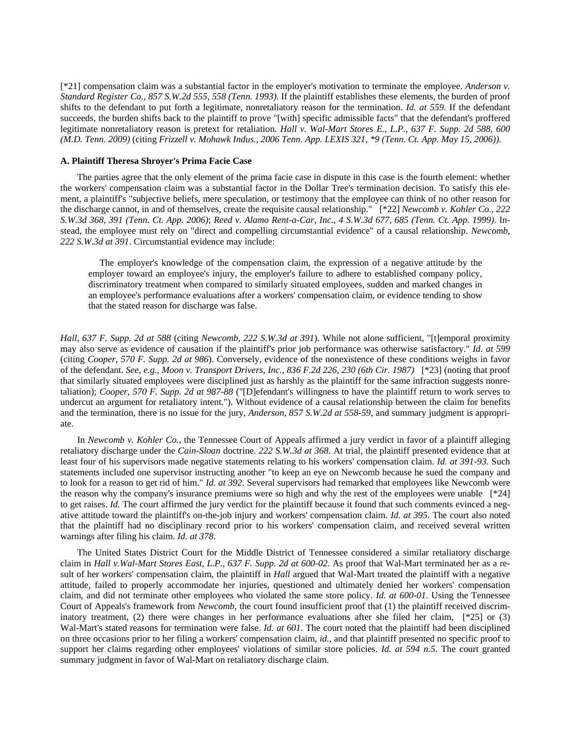[*21] compensation claim was a substantial factor in the employer's motivation to terminate the employee. *Anderson v. Standard Register Co., 857 S.W.2d 555, 558 (Tenn. 1993)*. If the plaintiff establishes these elements, the burden of proof shifts to the defendant to put forth a legitimate, nonretaliatory reason for the termination. *Id. at 559*. If the defendant succeeds, the burden shifts back to the plaintiff to prove "[with] specific admissible facts" that the defendant's proffered legitimate nonretaliatory reason is pretext for retaliation. *Hall v. Wal-Mart Stores E., L.P., 637 F. Supp. 2d 588, 600 (M.D. Tenn. 2009)* (citing *Frizzell v. Mohawk Indus., 2006 Tenn. App. LEXIS 321, *9 (Tenn. Ct. App. May 15, 2006)*).

### A. Plaintiff Theresa Shroyer's Prima Facie Case

The parties agree that the only element of the prima facie case in dispute in this case is the fourth element: whether the workers' compensation claim was a substantial factor in the Dollar Tree's termination decision. To satisfy this element, a plaintiff's "subjective beliefs, mere speculation, or testimony that the employee can think of no other reason for the discharge cannot, in and of themselves, create the requisite causal relationship." [*22] *Newcomb v. Kohler Co., 222 S.W.3d 368, 391 (Tenn. Ct. App. 2006)*; *Reed v. Alamo Rent-a-Car, Inc., 4 S.W.3d 677, 685 (Tenn. Ct. App. 1999)*. Instead, the employee must rely on "direct and compelling circumstantial evidence" of a causal relationship. *Newcomb, 222 S.W.3d at 391*. Circumstantial evidence may include:

> The employer's knowledge of the compensation claim, the expression of a negative attitude by the employer toward an employee's injury, the employer's failure to adhere to established company policy, discriminatory treatment when compared to similarly situated employees, sudden and marked changes in an employee's performance evaluations after a workers' compensation claim, or evidence tending to show that the stated reason for discharge was false.

*Hall, 637 F. Supp. 2d at 588* (citing *Newcomb, 222 S.W.3d at 391*). While not alone sufficient, "[t]emporal proximity may also serve as evidence of causation if the plaintiff's prior job performance was otherwise satisfactory." *Id. at 599* (citing *Cooper, 570 F. Supp. 2d at 986*). Conversely, evidence of the nonexistence of these conditions weighs in favor of the defendant. *See, e.g., Moon v. Transport Drivers, Inc., 836 F.2d 226, 230 (6th Cir. 1987)* [*23] (noting that proof that similarly situated employees were disciplined just as harshly as the plaintiff for the same infraction suggests nonretaliation); *Cooper, 570 F. Supp. 2d at 987-88* ("[D]efendant's willingness to have the plaintiff return to work serves to undercut an argument for retaliatory intent."). Without evidence of a causal relationship between the claim for benefits and the termination, there is no issue for the jury, *Anderson, 857 S.W.2d at 558-59*, and summary judgment is appropriate.

In *Newcomb v. Kohler Co.*, the Tennessee Court of Appeals affirmed a jury verdict in favor of a plaintiff alleging retaliatory discharge under the *Cain-Sloan* doctrine. *222 S.W.3d at 368*. At trial, the plaintiff presented evidence that at least four of his supervisors made negative statements relating to his workers' compensation claim. *Id. at 391-93*. Such statements included one supervisor instructing another "to keep an eye on Newcomb because he sued the company and to look for a reason to get rid of him." *Id. at 392*. Several supervisors had remarked that employees like Newcomb were the reason why the company's insurance premiums were so high and why the rest of the employees were unable [*24] to get raises. *Id.* The court affirmed the jury verdict for the plaintiff because it found that such comments evinced a negative attitude toward the plaintiff's on-the-job injury and workers' compensation claim. *Id. at 395*. The court also noted that the plaintiff had no disciplinary record prior to his workers' compensation claim, and received several written warnings after filing his claim. *Id. at 378*.

The United States District Court for the Middle District of Tennessee considered a similar retaliatory discharge claim in *Hall v.Wal-Mart Stores East, L.P., 637 F. Supp. 2d at 600-02*. As proof that Wal-Mart terminated her as a result of her workers' compensation claim, the plaintiff in *Hall* argued that Wal-Mart treated the plaintiff with a negative attitude, failed to properly accommodate her injuries, questioned and ultimately denied her workers' compensation claim, and did not terminate other employees who violated the same store policy. *Id. at 600-01*. Using the Tennessee Court of Appeals's framework from *Newcomb,* the court found insufficient proof that (1) the plaintiff received discriminatory treatment, (2) there were changes in her performance evaluations after she filed her claim, [*25] or (3) Wal-Mart's stated reasons for termination were false. *Id. at 601*. The court noted that the plaintiff had been disciplined on three occasions prior to her filing a workers' compensation claim, *id.*, and that plaintiff presented no specific proof to support her claims regarding other employees' violations of similar store policies. *Id. at 594 n.5*. The court granted summary judgment in favor of Wal-Mart on retaliatory discharge claim.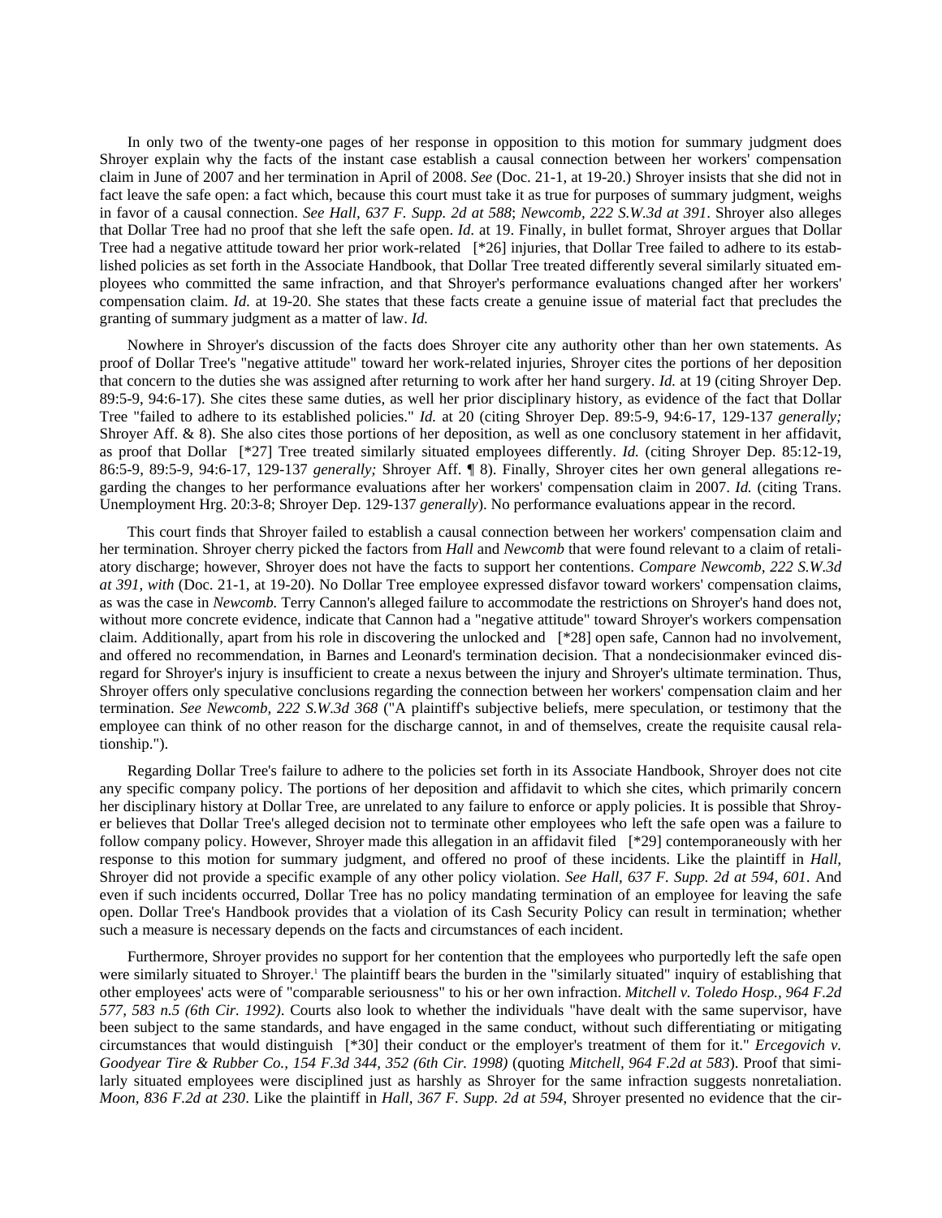In only two of the twenty-one pages of her response in opposition to this motion for summary judgment does Shroyer explain why the facts of the instant case establish a causal connection between her workers' compensation claim in June of 2007 and her termination in April of 2008. *See* (Doc. 21-1, at 19-20.) Shroyer insists that she did not in fact leave the safe open: a fact which, because this court must take it as true for purposes of summary judgment, weighs in favor of a causal connection. *See Hall, 637 F. Supp. 2d at 588*; *Newcomb, 222 S.W.3d at 391*. Shroyer also alleges that Dollar Tree had no proof that she left the safe open. *Id.* at 19. Finally, in bullet format, Shroyer argues that Dollar Tree had a negative attitude toward her prior work-related [*26] injuries, that Dollar Tree failed to adhere to its established policies as set forth in the Associate Handbook, that Dollar Tree treated differently several similarly situated employees who committed the same infraction, and that Shroyer's performance evaluations changed after her workers' compensation claim. *Id.* at 19-20. She states that these facts create a genuine issue of material fact that precludes the granting of summary judgment as a matter of law. *Id.*

Nowhere in Shroyer's discussion of the facts does Shroyer cite any authority other than her own statements. As proof of Dollar Tree's "negative attitude" toward her work-related injuries, Shroyer cites the portions of her deposition that concern to the duties she was assigned after returning to work after her hand surgery. *Id.* at 19 (citing Shroyer Dep. 89:5-9, 94:6-17). She cites these same duties, as well her prior disciplinary history, as evidence of the fact that Dollar Tree "failed to adhere to its established policies." *Id.* at 20 (citing Shroyer Dep. 89:5-9, 94:6-17, 129-137 *generally;* Shroyer Aff. & 8). She also cites those portions of her deposition, as well as one conclusory statement in her affidavit, as proof that Dollar [*27] Tree treated similarly situated employees differently. *Id.* (citing Shroyer Dep. 85:12-19, 86:5-9, 89:5-9, 94:6-17, 129-137 *generally;* Shroyer Aff. ¶ 8). Finally, Shroyer cites her own general allegations regarding the changes to her performance evaluations after her workers' compensation claim in 2007. *Id.* (citing Trans. Unemployment Hrg. 20:3-8; Shroyer Dep. 129-137 *generally*). No performance evaluations appear in the record.

This court finds that Shroyer failed to establish a causal connection between her workers' compensation claim and her termination. Shroyer cherry picked the factors from *Hall* and *Newcomb* that were found relevant to a claim of retaliatory discharge; however, Shroyer does not have the facts to support her contentions. *Compare Newcomb, 222 S.W.3d at 391*, *with* (Doc. 21-1, at 19-20). No Dollar Tree employee expressed disfavor toward workers' compensation claims, as was the case in *Newcomb.* Terry Cannon's alleged failure to accommodate the restrictions on Shroyer's hand does not, without more concrete evidence, indicate that Cannon had a "negative attitude" toward Shroyer's workers compensation claim. Additionally, apart from his role in discovering the unlocked and [*28] open safe, Cannon had no involvement, and offered no recommendation, in Barnes and Leonard's termination decision. That a nondecisionmaker evinced disregard for Shroyer's injury is insufficient to create a nexus between the injury and Shroyer's ultimate termination. Thus, Shroyer offers only speculative conclusions regarding the connection between her workers' compensation claim and her termination. *See Newcomb, 222 S.W.3d 368* ("A plaintiff's subjective beliefs, mere speculation, or testimony that the employee can think of no other reason for the discharge cannot, in and of themselves, create the requisite causal relationship.").

Regarding Dollar Tree's failure to adhere to the policies set forth in its Associate Handbook, Shroyer does not cite any specific company policy. The portions of her deposition and affidavit to which she cites, which primarily concern her disciplinary history at Dollar Tree, are unrelated to any failure to enforce or apply policies. It is possible that Shroyer believes that Dollar Tree's alleged decision not to terminate other employees who left the safe open was a failure to follow company policy. However, Shroyer made this allegation in an affidavit filed [*29] contemporaneously with her response to this motion for summary judgment, and offered no proof of these incidents. Like the plaintiff in *Hall,* Shroyer did not provide a specific example of any other policy violation. *See Hall, 637 F. Supp. 2d at 594, 601*. And even if such incidents occurred, Dollar Tree has no policy mandating termination of an employee for leaving the safe open. Dollar Tree's Handbook provides that a violation of its Cash Security Policy can result in termination; whether such a measure is necessary depends on the facts and circumstances of each incident.

Furthermore, Shroyer provides no support for her contention that the employees who purportedly left the safe open were similarly situated to Shroyer.[1] The plaintiff bears the burden in the "similarly situated" inquiry of establishing that other employees' acts were of "comparable seriousness" to his or her own infraction. *Mitchell v. Toledo Hosp., 964 F.2d 577, 583 n.5 (6th Cir. 1992)*. Courts also look to whether the individuals "have dealt with the same supervisor, have been subject to the same standards, and have engaged in the same conduct, without such differentiating or mitigating circumstances that would distinguish [*30] their conduct or the employer's treatment of them for it." *Ercegovich v. Goodyear Tire & Rubber Co., 154 F.3d 344, 352 (6th Cir. 1998)* (quoting *Mitchell, 964 F.2d at 583*). Proof that similarly situated employees were disciplined just as harshly as Shroyer for the same infraction suggests nonretaliation. *Moon, 836 F.2d at 230*. Like the plaintiff in *Hall, 367 F. Supp. 2d at 594,* Shroyer presented no evidence that the cir-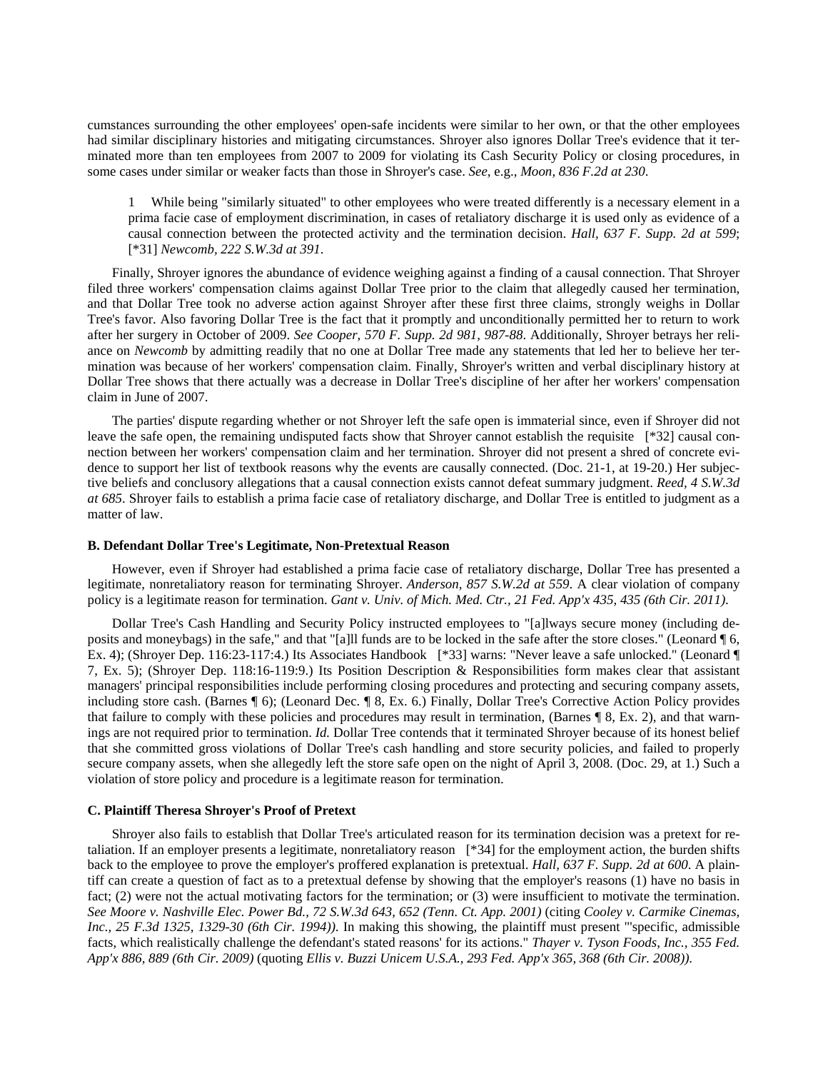cumstances surrounding the other employees' open-safe incidents were similar to her own, or that the other employees had similar disciplinary histories and mitigating circumstances. Shroyer also ignores Dollar Tree's evidence that it terminated more than ten employees from 2007 to 2009 for violating its Cash Security Policy or closing procedures, in some cases under similar or weaker facts than those in Shroyer's case. *See*, e.g., *Moon, 836 F.2d at 230*.

> 1 While being "similarly situated" to other employees who were treated differently is a necessary element in a prima facie case of employment discrimination, in cases of retaliatory discharge it is used only as evidence of a causal connection between the protected activity and the termination decision. *Hall, 637 F. Supp. 2d at 599*; [*31] *Newcomb, 222 S.W.3d at 391*.

Finally, Shroyer ignores the abundance of evidence weighing against a finding of a causal connection. That Shroyer filed three workers' compensation claims against Dollar Tree prior to the claim that allegedly caused her termination, and that Dollar Tree took no adverse action against Shroyer after these first three claims, strongly weighs in Dollar Tree's favor. Also favoring Dollar Tree is the fact that it promptly and unconditionally permitted her to return to work after her surgery in October of 2009. *See Cooper, 570 F. Supp. 2d 981, 987-88*. Additionally, Shroyer betrays her reliance on *Newcomb* by admitting readily that no one at Dollar Tree made any statements that led her to believe her termination was because of her workers' compensation claim. Finally, Shroyer's written and verbal disciplinary history at Dollar Tree shows that there actually was a decrease in Dollar Tree's discipline of her after her workers' compensation claim in June of 2007.

The parties' dispute regarding whether or not Shroyer left the safe open is immaterial since, even if Shroyer did not leave the safe open, the remaining undisputed facts show that Shroyer cannot establish the requisite [*32] causal connection between her workers' compensation claim and her termination. Shroyer did not present a shred of concrete evidence to support her list of textbook reasons why the events are causally connected. (Doc. 21-1, at 19-20.) Her subjective beliefs and conclusory allegations that a causal connection exists cannot defeat summary judgment. *Reed, 4 S.W.3d at 685*. Shroyer fails to establish a prima facie case of retaliatory discharge, and Dollar Tree is entitled to judgment as a matter of law.

### B. Defendant Dollar Tree's Legitimate, Non-Pretextual Reason

However, even if Shroyer had established a prima facie case of retaliatory discharge, Dollar Tree has presented a legitimate, nonretaliatory reason for terminating Shroyer. *Anderson, 857 S.W.2d at 559*. A clear violation of company policy is a legitimate reason for termination. *Gant v. Univ. of Mich. Med. Ctr., 21 Fed. App'x 435, 435 (6th Cir. 2011)*.

Dollar Tree's Cash Handling and Security Policy instructed employees to "[a]lways secure money (including deposits and moneybags) in the safe," and that "[a]ll funds are to be locked in the safe after the store closes." (Leonard ¶ 6, Ex. 4); (Shroyer Dep. 116:23-117:4.) Its Associates Handbook [*33] warns: "Never leave a safe unlocked." (Leonard ¶ 7, Ex. 5); (Shroyer Dep. 118:16-119:9.) Its Position Description & Responsibilities form makes clear that assistant managers' principal responsibilities include performing closing procedures and protecting and securing company assets, including store cash. (Barnes ¶ 6); (Leonard Dec. ¶ 8, Ex. 6.) Finally, Dollar Tree's Corrective Action Policy provides that failure to comply with these policies and procedures may result in termination, (Barnes ¶ 8, Ex. 2), and that warnings are not required prior to termination. *Id.* Dollar Tree contends that it terminated Shroyer because of its honest belief that she committed gross violations of Dollar Tree's cash handling and store security policies, and failed to properly secure company assets, when she allegedly left the store safe open on the night of April 3, 2008. (Doc. 29, at 1.) Such a violation of store policy and procedure is a legitimate reason for termination.

### C. Plaintiff Theresa Shroyer's Proof of Pretext

Shroyer also fails to establish that Dollar Tree's articulated reason for its termination decision was a pretext for retaliation. If an employer presents a legitimate, nonretaliatory reason [*34] for the employment action, the burden shifts back to the employee to prove the employer's proffered explanation is pretextual. *Hall, 637 F. Supp. 2d at 600*. A plaintiff can create a question of fact as to a pretextual defense by showing that the employer's reasons (1) have no basis in fact; (2) were not the actual motivating factors for the termination; or (3) were insufficient to motivate the termination. *See Moore v. Nashville Elec. Power Bd., 72 S.W.3d 643, 652 (Tenn. Ct. App. 2001)* (citing *Cooley v. Carmike Cinemas, Inc., 25 F.3d 1325, 1329-30 (6th Cir. 1994))*. In making this showing, the plaintiff must present "'specific, admissible facts, which realistically challenge the defendant's stated reasons' for its actions." *Thayer v. Tyson Foods, Inc., 355 Fed. App'x 886, 889 (6th Cir. 2009)* (quoting *Ellis v. Buzzi Unicem U.S.A., 293 Fed. App'x 365, 368 (6th Cir. 2008))*.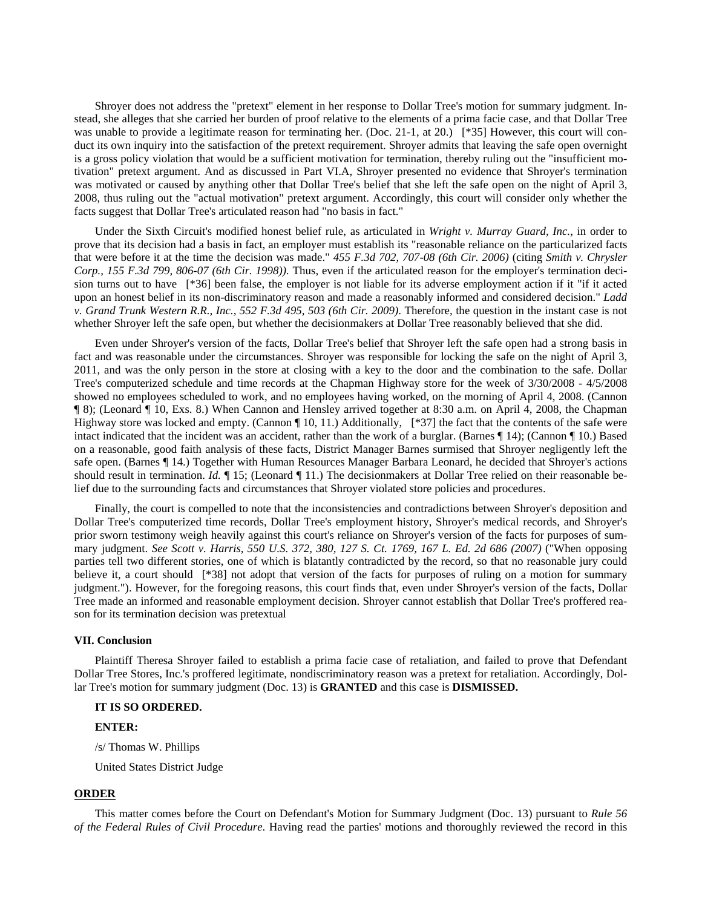Shroyer does not address the "pretext" element in her response to Dollar Tree's motion for summary judgment. Instead, she alleges that she carried her burden of proof relative to the elements of a prima facie case, and that Dollar Tree was unable to provide a legitimate reason for terminating her. (Doc. 21-1, at 20.) [*35] However, this court will conduct its own inquiry into the satisfaction of the pretext requirement. Shroyer admits that leaving the safe open overnight is a gross policy violation that would be a sufficient motivation for termination, thereby ruling out the "insufficient motivation" pretext argument. And as discussed in Part VI.A, Shroyer presented no evidence that Shroyer's termination was motivated or caused by anything other that Dollar Tree's belief that she left the safe open on the night of April 3, 2008, thus ruling out the "actual motivation" pretext argument. Accordingly, this court will consider only whether the facts suggest that Dollar Tree's articulated reason had "no basis in fact."

Under the Sixth Circuit's modified honest belief rule, as articulated in *Wright v. Murray Guard, Inc.,* in order to prove that its decision had a basis in fact, an employer must establish its "reasonable reliance on the particularized facts that were before it at the time the decision was made." *455 F.3d 702, 707-08 (6th Cir. 2006)* (citing *Smith v. Chrysler Corp., 155 F.3d 799, 806-07 (6th Cir. 1998)).* Thus, even if the articulated reason for the employer's termination decision turns out to have [*36] been false, the employer is not liable for its adverse employment action if it "if it acted upon an honest belief in its non-discriminatory reason and made a reasonably informed and considered decision." *Ladd v. Grand Trunk Western R.R., Inc., 552 F.3d 495, 503 (6th Cir. 2009)*. Therefore, the question in the instant case is not whether Shroyer left the safe open, but whether the decisionmakers at Dollar Tree reasonably believed that she did.

Even under Shroyer's version of the facts, Dollar Tree's belief that Shroyer left the safe open had a strong basis in fact and was reasonable under the circumstances. Shroyer was responsible for locking the safe on the night of April 3, 2011, and was the only person in the store at closing with a key to the door and the combination to the safe. Dollar Tree's computerized schedule and time records at the Chapman Highway store for the week of 3/30/2008 - 4/5/2008 showed no employees scheduled to work, and no employees having worked, on the morning of April 4, 2008. (Cannon ¶ 8); (Leonard ¶ 10, Exs. 8.) When Cannon and Hensley arrived together at 8:30 a.m. on April 4, 2008, the Chapman Highway store was locked and empty. (Cannon ¶ 10, 11.) Additionally, [*37] the fact that the contents of the safe were intact indicated that the incident was an accident, rather than the work of a burglar. (Barnes ¶ 14); (Cannon ¶ 10.) Based on a reasonable, good faith analysis of these facts, District Manager Barnes surmised that Shroyer negligently left the safe open. (Barnes ¶ 14.) Together with Human Resources Manager Barbara Leonard, he decided that Shroyer's actions should result in termination. *Id.* ¶ 15; (Leonard ¶ 11.) The decisionmakers at Dollar Tree relied on their reasonable belief due to the surrounding facts and circumstances that Shroyer violated store policies and procedures.

Finally, the court is compelled to note that the inconsistencies and contradictions between Shroyer's deposition and Dollar Tree's computerized time records, Dollar Tree's employment history, Shroyer's medical records, and Shroyer's prior sworn testimony weigh heavily against this court's reliance on Shroyer's version of the facts for purposes of summary judgment. *See Scott v. Harris, 550 U.S. 372, 380, 127 S. Ct. 1769, 167 L. Ed. 2d 686 (2007)* ("When opposing parties tell two different stories, one of which is blatantly contradicted by the record, so that no reasonable jury could believe it, a court should [*38] not adopt that version of the facts for purposes of ruling on a motion for summary judgment."). However, for the foregoing reasons, this court finds that, even under Shroyer's version of the facts, Dollar Tree made an informed and reasonable employment decision. Shroyer cannot establish that Dollar Tree's proffered reason for its termination decision was pretextual

#### VII. Conclusion

Plaintiff Theresa Shroyer failed to establish a prima facie case of retaliation, and failed to prove that Defendant Dollar Tree Stores, Inc.'s proffered legitimate, nondiscriminatory reason was a pretext for retaliation. Accordingly, Dollar Tree's motion for summary judgment (Doc. 13) is **GRANTED** and this case is **DISMISSED.**

**IT IS SO ORDERED.**

**ENTER:**

/s/ Thomas W. Phillips

United States District Judge

#### ORDER

This matter comes before the Court on Defendant's Motion for Summary Judgment (Doc. 13) pursuant to *Rule 56 of the Federal Rules of Civil Procedure*. Having read the parties' motions and thoroughly reviewed the record in this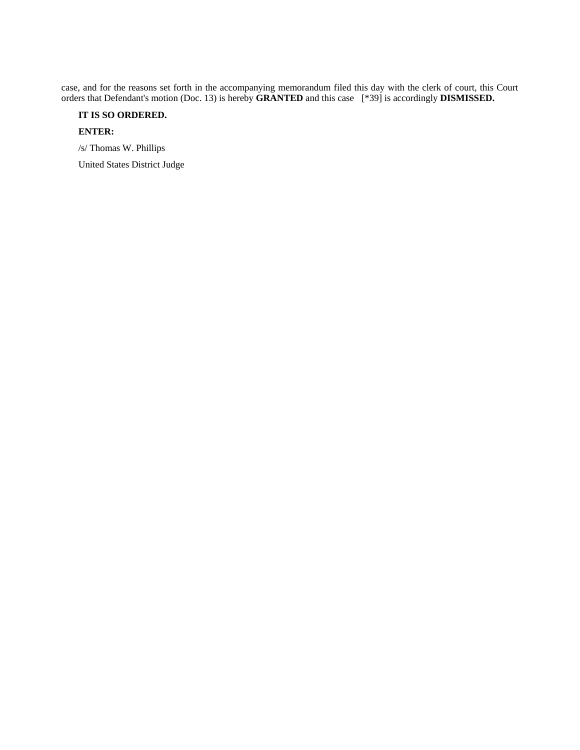case, and for the reasons set forth in the accompanying memorandum filed this day with the clerk of court, this Court orders that Defendant's motion (Doc. 13) is hereby **GRANTED** and this case [*39] is accordingly **DISMISSED.**

**IT IS SO ORDERED.**

**ENTER:**

/s/ Thomas W. Phillips

United States District Judge